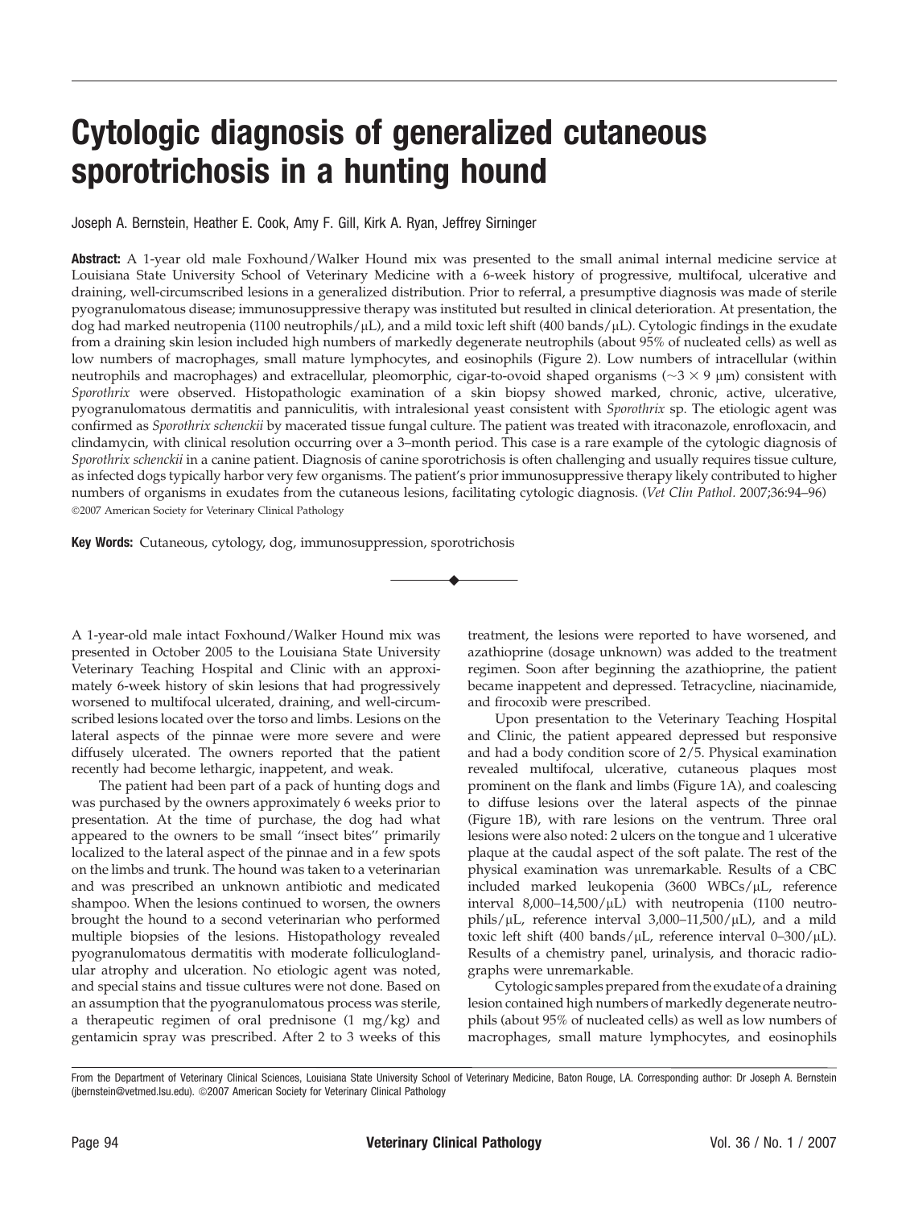# Cytologic diagnosis of generalized cutaneous sporotrichosis in a hunting hound

Joseph A. Bernstein, Heather E. Cook, Amy F. Gill, Kirk A. Ryan, Jeffrey Sirninger

**Abstract:** A 1-year old male Foxhound/Walker Hound mix was presented to the small animal internal medicine service at Louisiana State University School of Veterinary Medicine with a 6-week history of progressive, multifocal, ulcerative and draining, well-circumscribed lesions in a generalized distribution. Prior to referral, a presumptive diagnosis was made of sterile pyogranulomatous disease; immunosuppressive therapy was instituted but resulted in clinical deterioration. At presentation, the dog had marked neutropenia (1100 neutrophils/μL), and a mild toxic left shift (400 bands/μL). Cytologic findings in the exudate from a draining skin lesion included high numbers of markedly degenerate neutrophils (about 95% of nucleated cells) as well as low numbers of macrophages, small mature lymphocytes, and eosinophils (Figure 2). Low numbers of intracellular (within neutrophils and macrophages) and extracellular, pleomorphic, cigar-to-ovoid shaped organisms (~$3 \times 9$ μm) consistent with *Sporothrix* were observed. Histopathologic examination of a skin biopsy showed marked, chronic, active, ulcerative, pyogranulomatous dermatitis and panniculitis, with intralesional yeast consistent with *Sporothrix* sp. The etiologic agent was confirmed as *Sporothrix schenckii* by macerated tissue fungal culture. The patient was treated with itraconazole, enrofloxacin, and clindamycin, with clinical resolution occurring over a 3–month period. This case is a rare example of the cytologic diagnosis of *Sporothrix schenckii* in a canine patient. Diagnosis of canine sporotrichosis is often challenging and usually requires tissue culture, as infected dogs typically harbor very few organisms. The patient's prior immunosuppressive therapy likely contributed to higher numbers of organisms in exudates from the cutaneous lesions, facilitating cytologic diagnosis. (*Vet Clin Pathol.* 2007;36:94–96) ©2007 American Society for Veterinary Clinical Pathology

**Key Words:** Cutaneous, cytology, dog, immunosuppression, sporotrichosis

A 1-year-old male intact Foxhound/Walker Hound mix was presented in October 2005 to the Louisiana State University Veterinary Teaching Hospital and Clinic with an approximately 6-week history of skin lesions that had progressively worsened to multifocal ulcerated, draining, and well-circumscribed lesions located over the torso and limbs. Lesions on the lateral aspects of the pinnae were more severe and were diffusely ulcerated. The owners reported that the patient recently had become lethargic, inappetent, and weak.

The patient had been part of a pack of hunting dogs and was purchased by the owners approximately 6 weeks prior to presentation. At the time of purchase, the dog had what appeared to the owners to be small "insect bites" primarily localized to the lateral aspect of the pinnae and in a few spots on the limbs and trunk. The hound was taken to a veterinarian and was prescribed an unknown antibiotic and medicated shampoo. When the lesions continued to worsen, the owners brought the hound to a second veterinarian who performed multiple biopsies of the lesions. Histopathology revealed pyogranulomatous dermatitis with moderate folliculoglandular atrophy and ulceration. No etiologic agent was noted, and special stains and tissue cultures were not done. Based on an assumption that the pyogranulomatous process was sterile, a therapeutic regimen of oral prednisone (1 mg/kg) and gentamicin spray was prescribed. After 2 to 3 weeks of this treatment, the lesions were reported to have worsened, and azathioprine (dosage unknown) was added to the treatment regimen. Soon after beginning the azathioprine, the patient became inappetent and depressed. Tetracycline, niacinamide, and firocoxib were prescribed.

Upon presentation to the Veterinary Teaching Hospital and Clinic, the patient appeared depressed but responsive and had a body condition score of 2/5. Physical examination revealed multifocal, ulcerative, cutaneous plaques most prominent on the flank and limbs (Figure 1A), and coalescing to diffuse lesions over the lateral aspects of the pinnae (Figure 1B), with rare lesions on the ventrum. Three oral lesions were also noted: 2 ulcers on the tongue and 1 ulcerative plaque at the caudal aspect of the soft palate. The rest of the physical examination was unremarkable. Results of a CBC included marked leukopenia (3600 WBCs/μL, reference interval 8,000–14,500/μL) with neutropenia (1100 neutrophils/μL, reference interval 3,000–11,500/μL), and a mild toxic left shift (400 bands/μL, reference interval 0–300/μL). Results of a chemistry panel, urinalysis, and thoracic radiographs were unremarkable.

Cytologic samples prepared from the exudate of a draining lesion contained high numbers of markedly degenerate neutrophils (about 95% of nucleated cells) as well as low numbers of macrophages, small mature lymphocytes, and eosinophils

From the Department of Veterinary Clinical Sciences, Louisiana State University School of Veterinary Medicine, Baton Rouge, LA. Corresponding author: Dr Joseph A. Bernstein (jbernstein@vetmed.lsu.edu). ©2007 American Society for Veterinary Clinical Pathology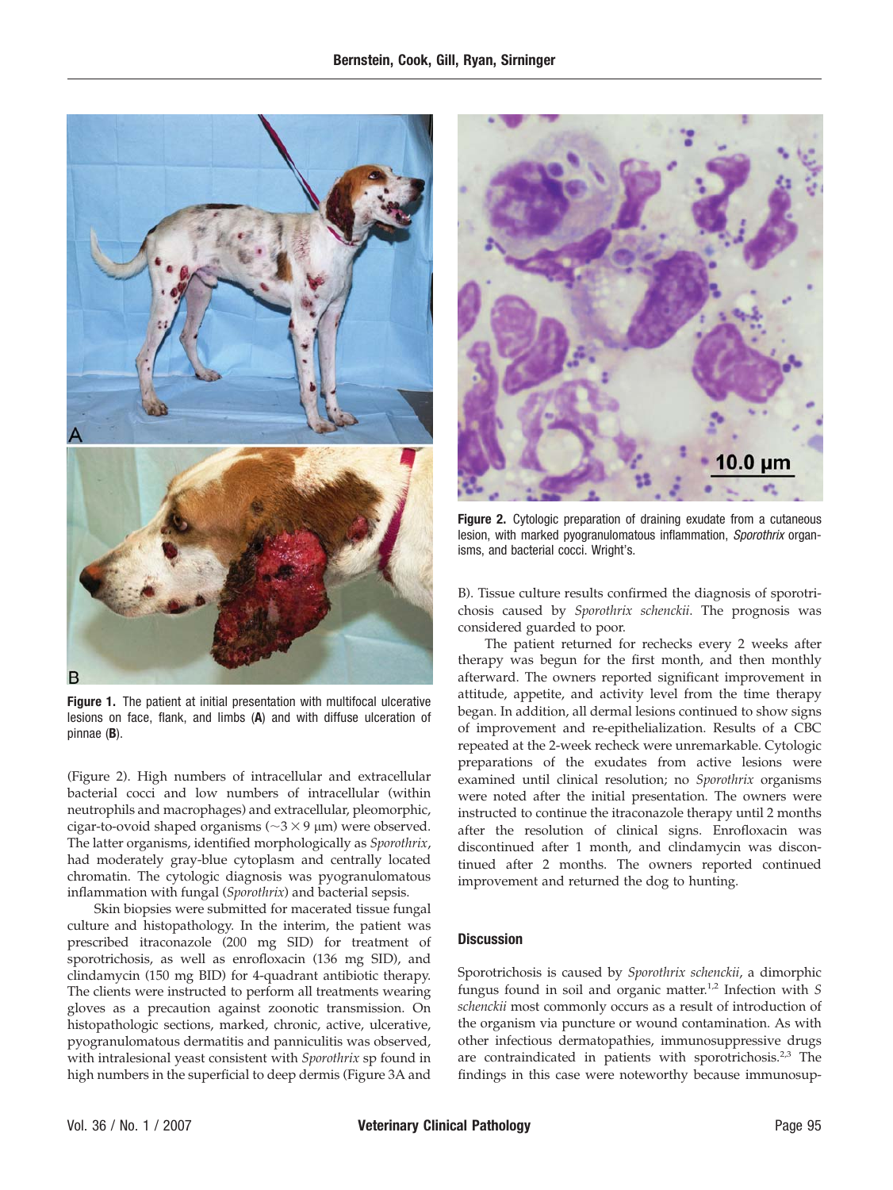**Figure 1.** The patient at initial presentation with multifocal ulcerative lesions on face, flank, and limbs (**A**) and with diffuse ulceration of pinnae (**B**).

**Figure 2.** Cytologic preparation of draining exudate from a cutaneous lesion, with marked pyogranulomatous inflammation, *Sporothrix* organisms, and bacterial cocci. Wright's.

(Figure 2). High numbers of intracellular and extracellular bacterial cocci and low numbers of intracellular (within neutrophils and macrophages) and extracellular, pleomorphic, cigar-to-ovoid shaped organisms (~3 × 9 μm) were observed. The latter organisms, identified morphologically as *Sporothrix*, had moderately gray-blue cytoplasm and centrally located chromatin. The cytologic diagnosis was pyogranulomatous inflammation with fungal (*Sporothrix*) and bacterial sepsis.

Skin biopsies were submitted for macerated tissue fungal culture and histopathology. In the interim, the patient was prescribed itraconazole (200 mg SID) for treatment of sporotrichosis, as well as enrofloxacin (136 mg SID), and clindamycin (150 mg BID) for 4-quadrant antibiotic therapy. The clients were instructed to perform all treatments wearing gloves as a precaution against zoonotic transmission. On histopathologic sections, marked, chronic, active, ulcerative, pyogranulomatous dermatitis and panniculitis was observed, with intralesional yeast consistent with *Sporothrix* sp found in high numbers in the superficial to deep dermis (Figure 3A and B). Tissue culture results confirmed the diagnosis of sporotrichosis caused by *Sporothrix schenckii*. The prognosis was considered guarded to poor.

The patient returned for rechecks every 2 weeks after therapy was begun for the first month, and then monthly afterward. The owners reported significant improvement in attitude, appetite, and activity level from the time therapy began. In addition, all dermal lesions continued to show signs of improvement and re-epithelialization. Results of a CBC repeated at the 2-week recheck were unremarkable. Cytologic preparations of the exudates from active lesions were examined until clinical resolution; no *Sporothrix* organisms were noted after the initial presentation. The owners were instructed to continue the itraconazole therapy until 2 months after the resolution of clinical signs. Enrofloxacin was discontinued after 1 month, and clindamycin was discontinued after 2 months. The owners reported continued improvement and returned the dog to hunting.

## Discussion

Sporotrichosis is caused by *Sporothrix schenckii*, a dimorphic fungus found in soil and organic matter.[1,2] Infection with *S schenckii* most commonly occurs as a result of introduction of the organism via puncture or wound contamination. As with other infectious dermatopathies, immunosuppressive drugs are contraindicated in patients with sporotrichosis.[2,3] The findings in this case were noteworthy because immunosup-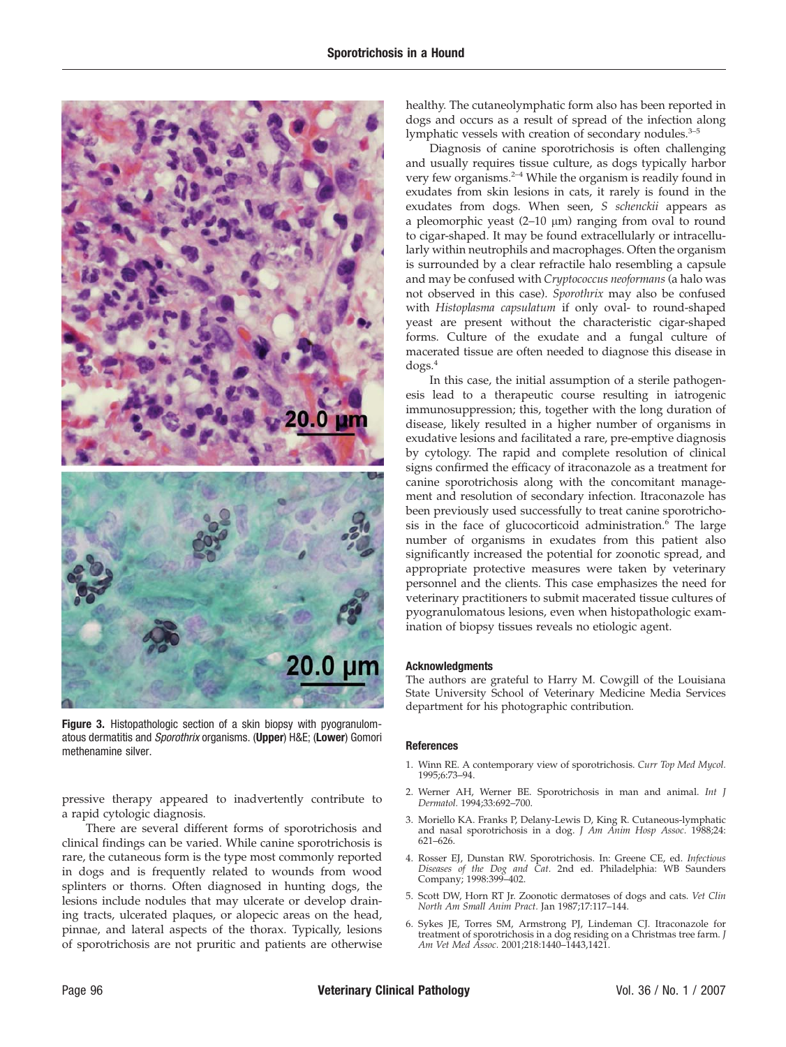Figure 3. Histopathologic section of a skin biopsy with pyogranulomatous dermatitis and *Sporothrix* organisms. (**Upper**) H&E; (**Lower**) Gomori methenamine silver.

pressive therapy appeared to inadvertently contribute to a rapid cytologic diagnosis.

There are several different forms of sporotrichosis and clinical findings can be varied. While canine sporotrichosis is rare, the cutaneous form is the type most commonly reported in dogs and is frequently related to wounds from wood splinters or thorns. Often diagnosed in hunting dogs, the lesions include nodules that may ulcerate or develop draining tracts, ulcerated plaques, or alopecic areas on the head, pinnae, and lateral aspects of the thorax. Typically, lesions of sporotrichosis are not pruritic and patients are otherwise healthy. The cutaneolymphatic form also has been reported in dogs and occurs as a result of spread of the infection along lymphatic vessels with creation of secondary nodules.[3–5]

Diagnosis of canine sporotrichosis is often challenging and usually requires tissue culture, as dogs typically harbor very few organisms.[2–4] While the organism is readily found in exudates from skin lesions in cats, it rarely is found in the exudates from dogs. When seen, *S schenckii* appears as a pleomorphic yeast (2–10 μm) ranging from oval to round to cigar-shaped. It may be found extracellularly or intracellularly within neutrophils and macrophages. Often the organism is surrounded by a clear refractile halo resembling a capsule and may be confused with *Cryptococcus neoformans* (a halo was not observed in this case). *Sporothrix* may also be confused with *Histoplasma capsulatum* if only oval- to round-shaped yeast are present without the characteristic cigar-shaped forms. Culture of the exudate and a fungal culture of macerated tissue are often needed to diagnose this disease in dogs.[4]

In this case, the initial assumption of a sterile pathogenesis lead to a therapeutic course resulting in iatrogenic immunosuppression; this, together with the long duration of disease, likely resulted in a higher number of organisms in exudative lesions and facilitated a rare, pre-emptive diagnosis by cytology. The rapid and complete resolution of clinical signs confirmed the efficacy of itraconazole as a treatment for canine sporotrichosis along with the concomitant management and resolution of secondary infection. Itraconazole has been previously used successfully to treat canine sporotrichosis in the face of glucocorticoid administration.[6] The large number of organisms in exudates from this patient also significantly increased the potential for zoonotic spread, and appropriate protective measures were taken by veterinary personnel and the clients. This case emphasizes the need for veterinary practitioners to submit macerated tissue cultures of pyogranulomatous lesions, even when histopathologic examination of biopsy tissues reveals no etiologic agent.

## Acknowledgments

The authors are grateful to Harry M. Cowgill of the Louisiana State University School of Veterinary Medicine Media Services department for his photographic contribution.

## References

1. Winn RE. A contemporary view of sporotrichosis. *Curr Top Med Mycol.* 1995;6:73–94.
2. Werner AH, Werner BE. Sporotrichosis in man and animal. *Int J Dermatol.* 1994;33:692–700.
3. Moriello KA. Franks P, Delany-Lewis D, King R. Cutaneous-lymphatic and nasal sporotrichosis in a dog. *J Am Anim Hosp Assoc.* 1988;24: 621–626.
4. Rosser EJ, Dunstan RW. Sporotrichosis. In: Greene CE, ed. *Infectious Diseases of the Dog and Cat.* 2nd ed. Philadelphia: WB Saunders Company; 1998:399–402.
5. Scott DW, Horn RT Jr. Zoonotic dermatoses of dogs and cats. *Vet Clin North Am Small Anim Pract.* Jan 1987;17:117–144.
6. Sykes JE, Torres SM, Armstrong PJ, Lindeman CJ. Itraconazole for treatment of sporotrichosis in a dog residing on a Christmas tree farm. *J Am Vet Med Assoc.* 2001;218:1440–1443,1421.